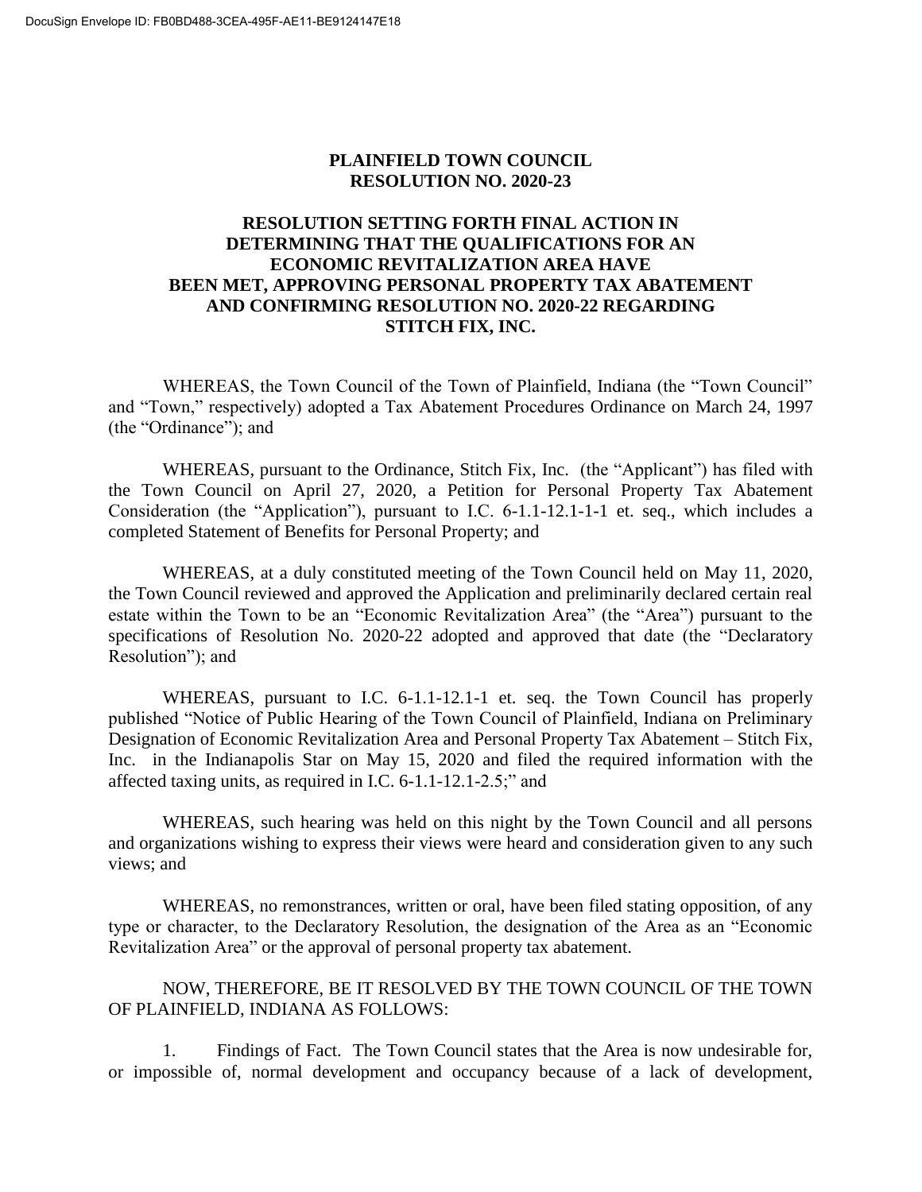# PLAINFIELD TOWN COUNCIL
# RESOLUTION NO. 2020-23

## RESOLUTION SETTING FORTH FINAL ACTION IN DETERMINING THAT THE QUALIFICATIONS FOR AN ECONOMIC REVITALIZATION AREA HAVE BEEN MET, APPROVING PERSONAL PROPERTY TAX ABATEMENT AND CONFIRMING RESOLUTION NO. 2020-22 REGARDING STITCH FIX, INC.

WHEREAS, the Town Council of the Town of Plainfield, Indiana (the "Town Council" and "Town," respectively) adopted a Tax Abatement Procedures Ordinance on March 24, 1997 (the "Ordinance"); and

WHEREAS, pursuant to the Ordinance, Stitch Fix, Inc. (the "Applicant") has filed with the Town Council on April 27, 2020, a Petition for Personal Property Tax Abatement Consideration (the "Application"), pursuant to I.C. 6-1.1-12.1-1-1 et. seq., which includes a completed Statement of Benefits for Personal Property; and

WHEREAS, at a duly constituted meeting of the Town Council held on May 11, 2020, the Town Council reviewed and approved the Application and preliminarily declared certain real estate within the Town to be an "Economic Revitalization Area" (the "Area") pursuant to the specifications of Resolution No. 2020-22 adopted and approved that date (the "Declaratory Resolution"); and

WHEREAS, pursuant to I.C. 6-1.1-12.1-1 et. seq. the Town Council has properly published "Notice of Public Hearing of the Town Council of Plainfield, Indiana on Preliminary Designation of Economic Revitalization Area and Personal Property Tax Abatement – Stitch Fix, Inc. in the Indianapolis Star on May 15, 2020 and filed the required information with the affected taxing units, as required in I.C. 6-1.1-12.1-2.5;" and

WHEREAS, such hearing was held on this night by the Town Council and all persons and organizations wishing to express their views were heard and consideration given to any such views; and

WHEREAS, no remonstrances, written or oral, have been filed stating opposition, of any type or character, to the Declaratory Resolution, the designation of the Area as an "Economic Revitalization Area" or the approval of personal property tax abatement.

NOW, THEREFORE, BE IT RESOLVED BY THE TOWN COUNCIL OF THE TOWN OF PLAINFIELD, INDIANA AS FOLLOWS:

1. Findings of Fact. The Town Council states that the Area is now undesirable for, or impossible of, normal development and occupancy because of a lack of development,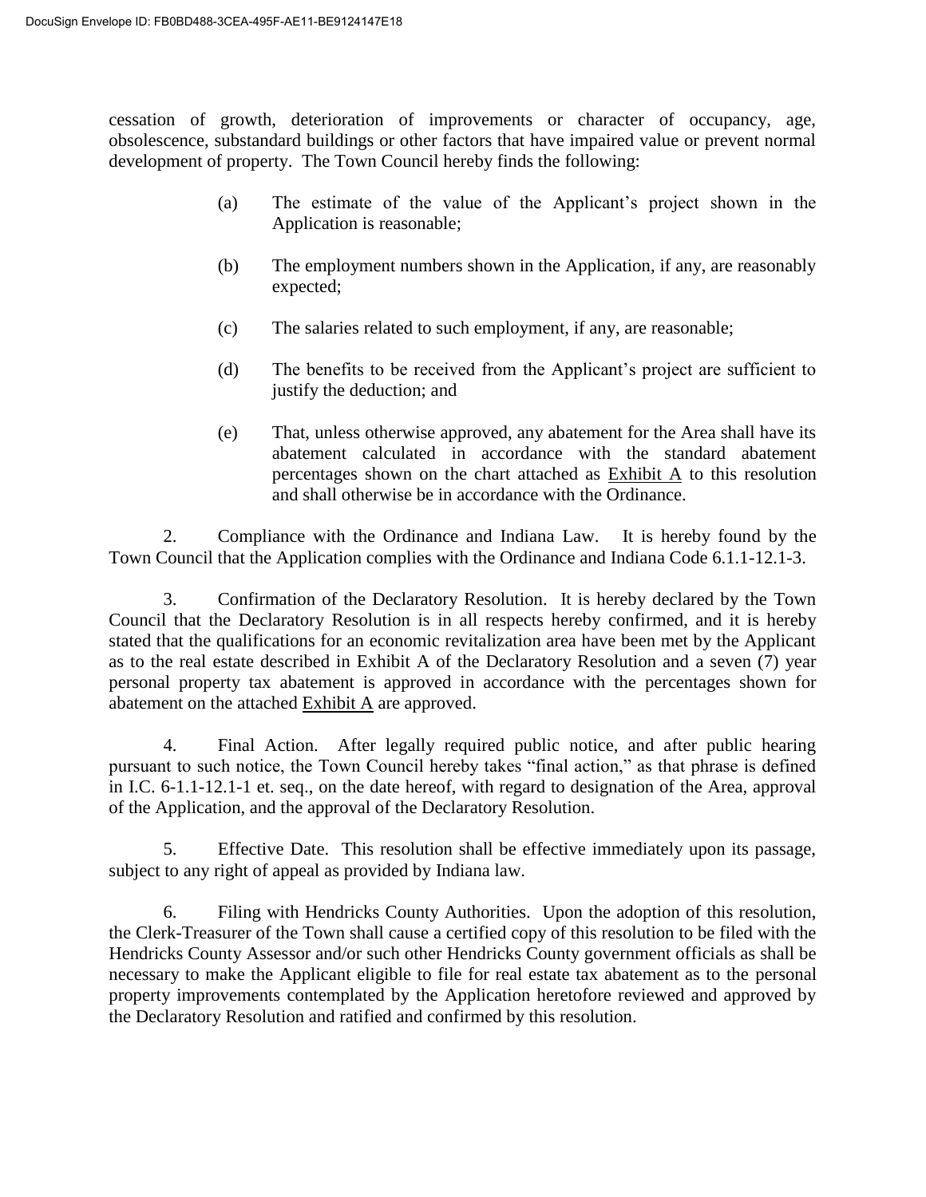cessation of growth, deterioration of improvements or character of occupancy, age, obsolescence, substandard buildings or other factors that have impaired value or prevent normal development of property. The Town Council hereby finds the following:

(a) The estimate of the value of the Applicant's project shown in the Application is reasonable;

(b) The employment numbers shown in the Application, if any, are reasonably expected;

(c) The salaries related to such employment, if any, are reasonable;

(d) The benefits to be received from the Applicant's project are sufficient to justify the deduction; and

(e) That, unless otherwise approved, any abatement for the Area shall have its abatement calculated in accordance with the standard abatement percentages shown on the chart attached as Exhibit A to this resolution and shall otherwise be in accordance with the Ordinance.

2. Compliance with the Ordinance and Indiana Law. It is hereby found by the Town Council that the Application complies with the Ordinance and Indiana Code 6.1.1-12.1-3.

3. Confirmation of the Declaratory Resolution. It is hereby declared by the Town Council that the Declaratory Resolution is in all respects hereby confirmed, and it is hereby stated that the qualifications for an economic revitalization area have been met by the Applicant as to the real estate described in Exhibit A of the Declaratory Resolution and a seven (7) year personal property tax abatement is approved in accordance with the percentages shown for abatement on the attached Exhibit A are approved.

4. Final Action. After legally required public notice, and after public hearing pursuant to such notice, the Town Council hereby takes "final action," as that phrase is defined in I.C. 6-1.1-12.1-1 et. seq., on the date hereof, with regard to designation of the Area, approval of the Application, and the approval of the Declaratory Resolution.

5. Effective Date. This resolution shall be effective immediately upon its passage, subject to any right of appeal as provided by Indiana law.

6. Filing with Hendricks County Authorities. Upon the adoption of this resolution, the Clerk-Treasurer of the Town shall cause a certified copy of this resolution to be filed with the Hendricks County Assessor and/or such other Hendricks County government officials as shall be necessary to make the Applicant eligible to file for real estate tax abatement as to the personal property improvements contemplated by the Application heretofore reviewed and approved by the Declaratory Resolution and ratified and confirmed by this resolution.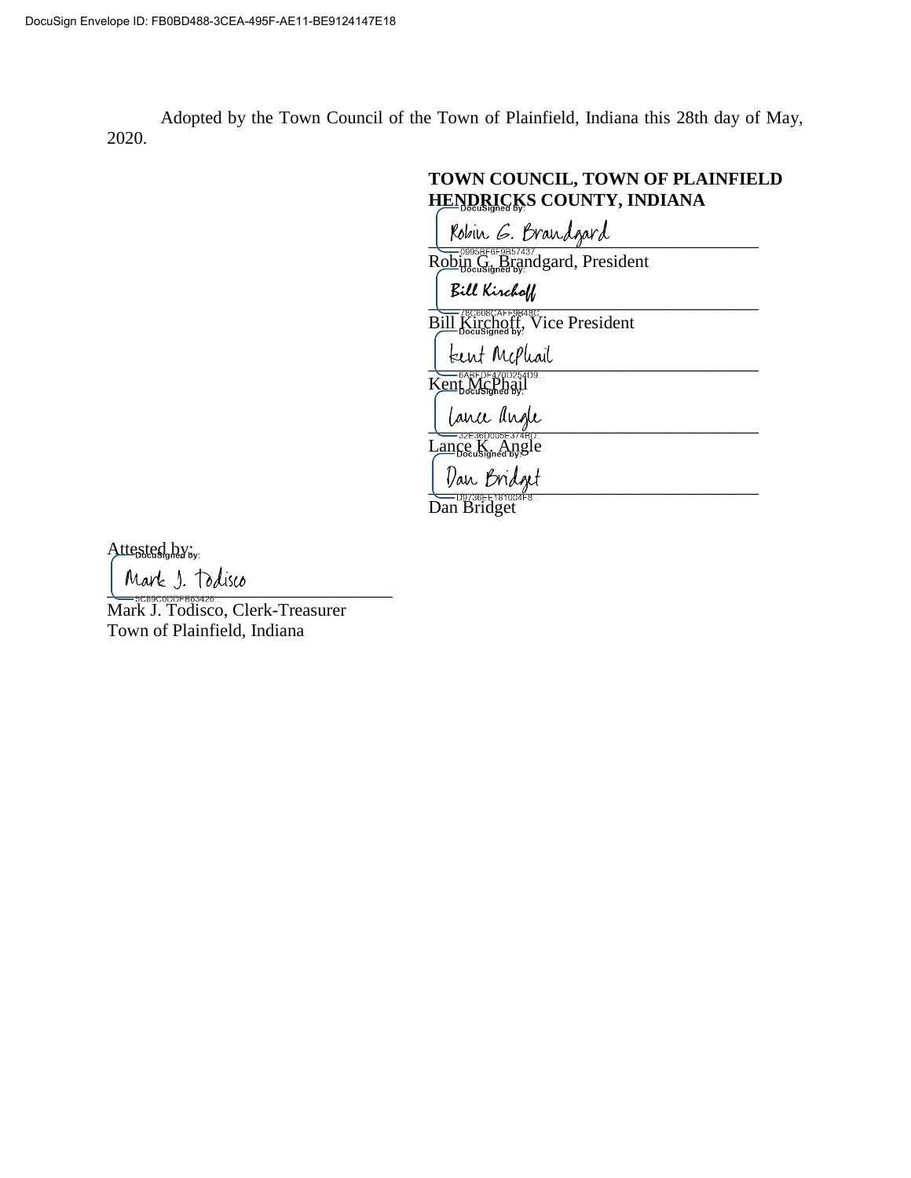Adopted by the Town Council of the Town of Plainfield, Indiana this 28th day of May, 2020.

**TOWN COUNCIL, TOWN OF PLAINFIELD HENDRICKS COUNTY, INDIANA**

DocuSigned by:
Robin G. Brandgard
0995BF6F9B57437...
Robin G. Brandgard, President

DocuSigned by:
Bill Kirchoff
78C608CAFF9B48C...
Bill Kirchoff, Vice President

DocuSigned by:
Kent McPhail
6ABFDF470D254D9...
Kent McPhail

DocuSigned by:
Lance Angle
32E36D005E374BD...
Lance K. Angle

DocuSigned by:
Dan Bridget
D8736FE181004F8...
Dan Bridget

Attested by:

DocuSigned by:
Mark J. Todisco
5C89C0DDFB63426...
Mark J. Todisco, Clerk-Treasurer
Town of Plainfield, Indiana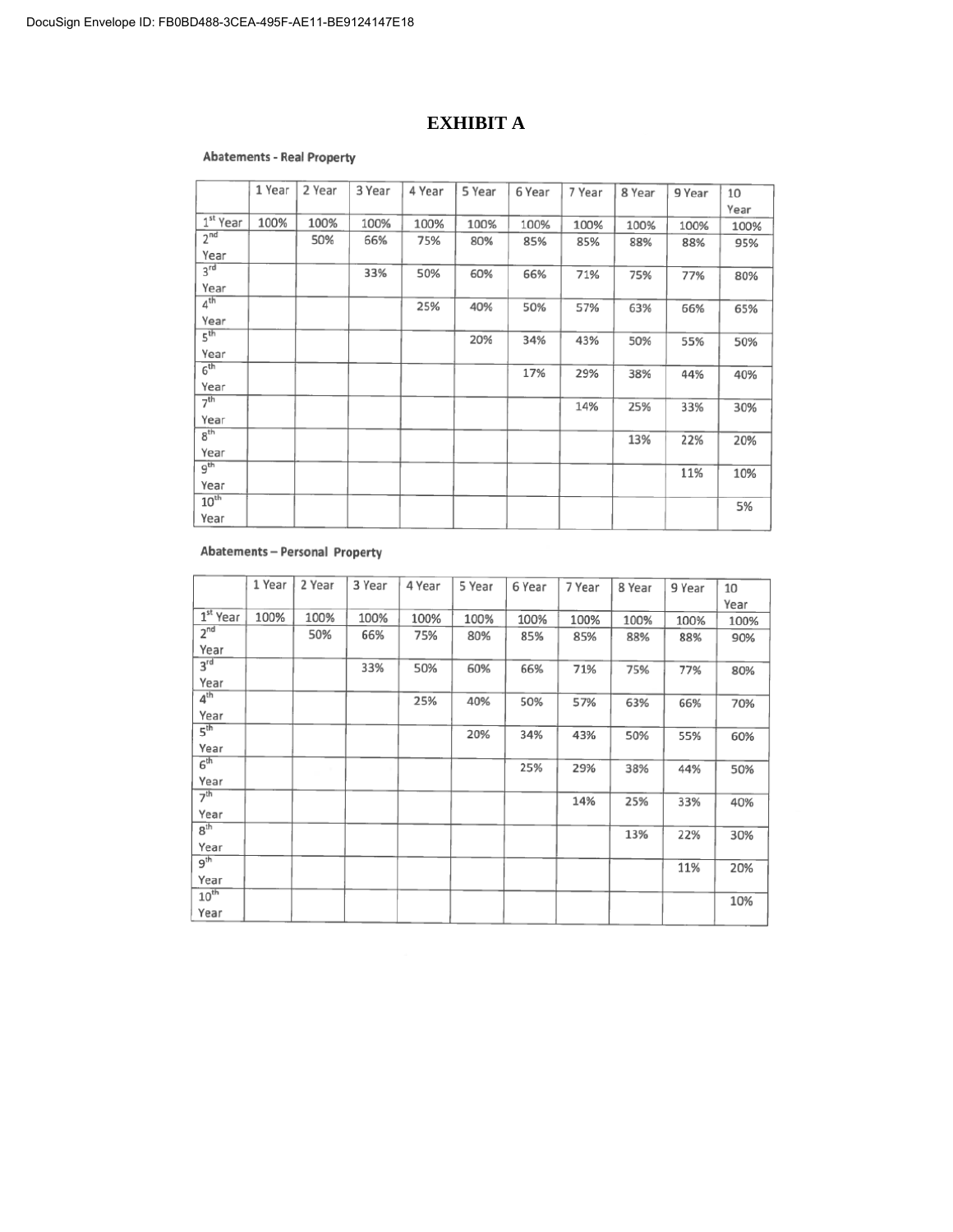# EXHIBIT A

**Abatements - Real Property**

| | 1 Year | 2 Year | 3 Year | 4 Year | 5 Year | 6 Year | 7 Year | 8 Year | 9 Year | 10 Year |
|---|---|---|---|---|---|---|---|---|---|---|
| 1st Year | 100% | 100% | 100% | 100% | 100% | 100% | 100% | 100% | 100% | 100% |
| 2nd Year | | 50% | 66% | 75% | 80% | 85% | 85% | 88% | 88% | 95% |
| 3rd Year | | | 33% | 50% | 60% | 66% | 71% | 75% | 77% | 80% |
| 4th Year | | | | 25% | 40% | 50% | 57% | 63% | 66% | 65% |
| 5th Year | | | | | 20% | 34% | 43% | 50% | 55% | 50% |
| 6th Year | | | | | | 17% | 29% | 38% | 44% | 40% |
| 7th Year | | | | | | | 14% | 25% | 33% | 30% |
| 8th Year | | | | | | | | 13% | 22% | 20% |
| 9th Year | | | | | | | | | 11% | 10% |
| 10th Year | | | | | | | | | | 5% |

**Abatements – Personal Property**

| | 1 Year | 2 Year | 3 Year | 4 Year | 5 Year | 6 Year | 7 Year | 8 Year | 9 Year | 10 Year |
|---|---|---|---|---|---|---|---|---|---|---|
| 1st Year | 100% | 100% | 100% | 100% | 100% | 100% | 100% | 100% | 100% | 100% |
| 2nd Year | | 50% | 66% | 75% | 80% | 85% | 85% | 88% | 88% | 90% |
| 3rd Year | | | 33% | 50% | 60% | 66% | 71% | 75% | 77% | 80% |
| 4th Year | | | | 25% | 40% | 50% | 57% | 63% | 66% | 70% |
| 5th Year | | | | | 20% | 34% | 43% | 50% | 55% | 60% |
| 6th Year | | | | | | 25% | 29% | 38% | 44% | 50% |
| 7th Year | | | | | | | 14% | 25% | 33% | 40% |
| 8th Year | | | | | | | | 13% | 22% | 30% |
| 9th Year | | | | | | | | | 11% | 20% |
| 10th Year | | | | | | | | | | 10% |